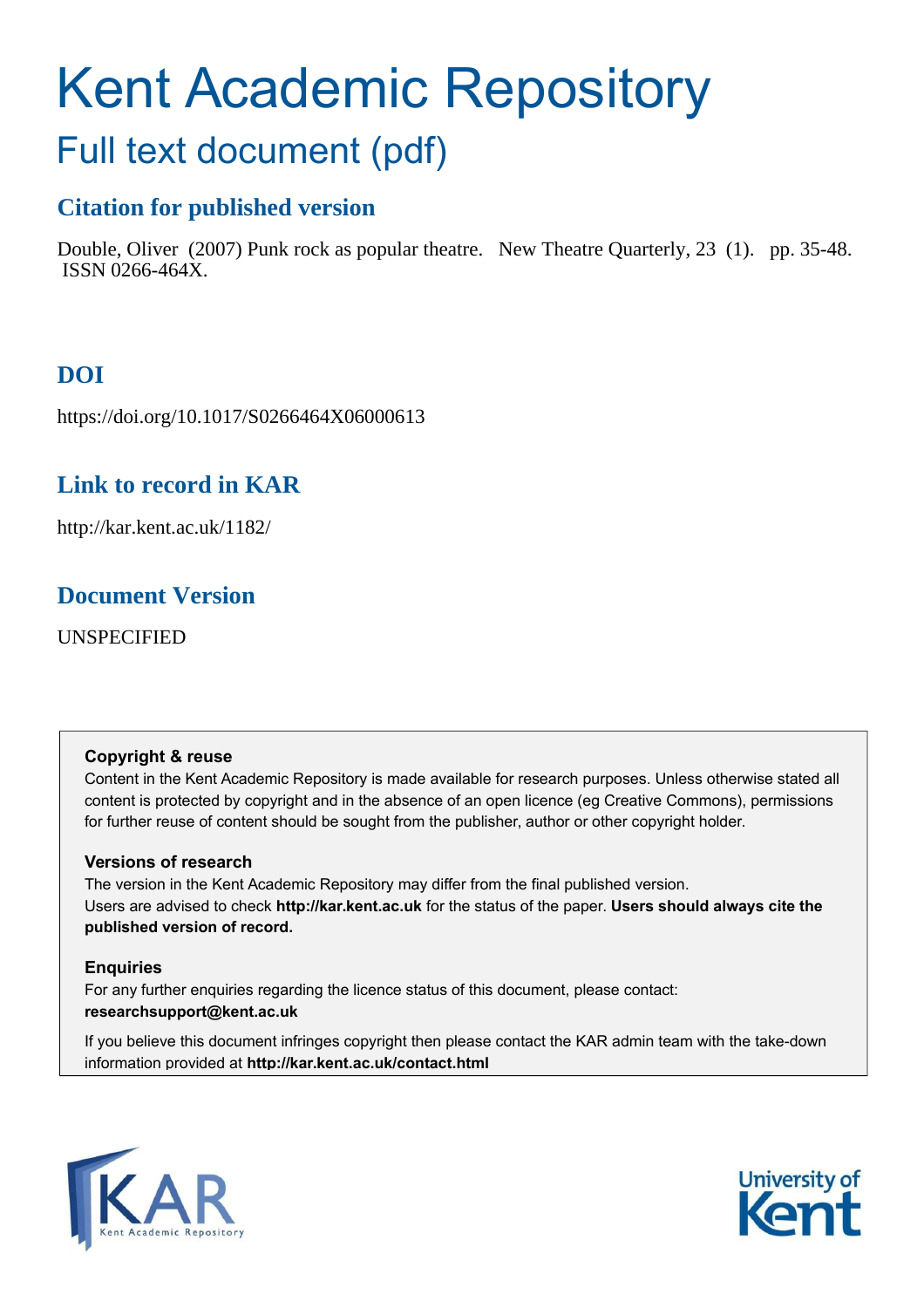# Kent Academic Repository

## Full text document (pdf)

### Citation for published version

Double, Oliver (2007) Punk rock as popular theatre. New Theatre Quarterly, 23 (1). pp. 35-48. ISSN 0266-464X.

### DOI

https://doi.org/10.1017/S0266464X06000613

### Link to record in KAR

http://kar.kent.ac.uk/1182/

### Document Version

UNSPECIFIED

**Copyright & reuse**

Content in the Kent Academic Repository is made available for research purposes. Unless otherwise stated all content is protected by copyright and in the absence of an open licence (eg Creative Commons), permissions for further reuse of content should be sought from the publisher, author or other copyright holder.

**Versions of research**

The version in the Kent Academic Repository may differ from the final published version. Users are advised to check **http://kar.kent.ac.uk** for the status of the paper. **Users should always cite the published version of record.**

**Enquiries**

For any further enquiries regarding the licence status of this document, please contact: **researchsupport@kent.ac.uk**

If you believe this document infringes copyright then please contact the KAR admin team with the take-down information provided at **http://kar.kent.ac.uk/contact.html**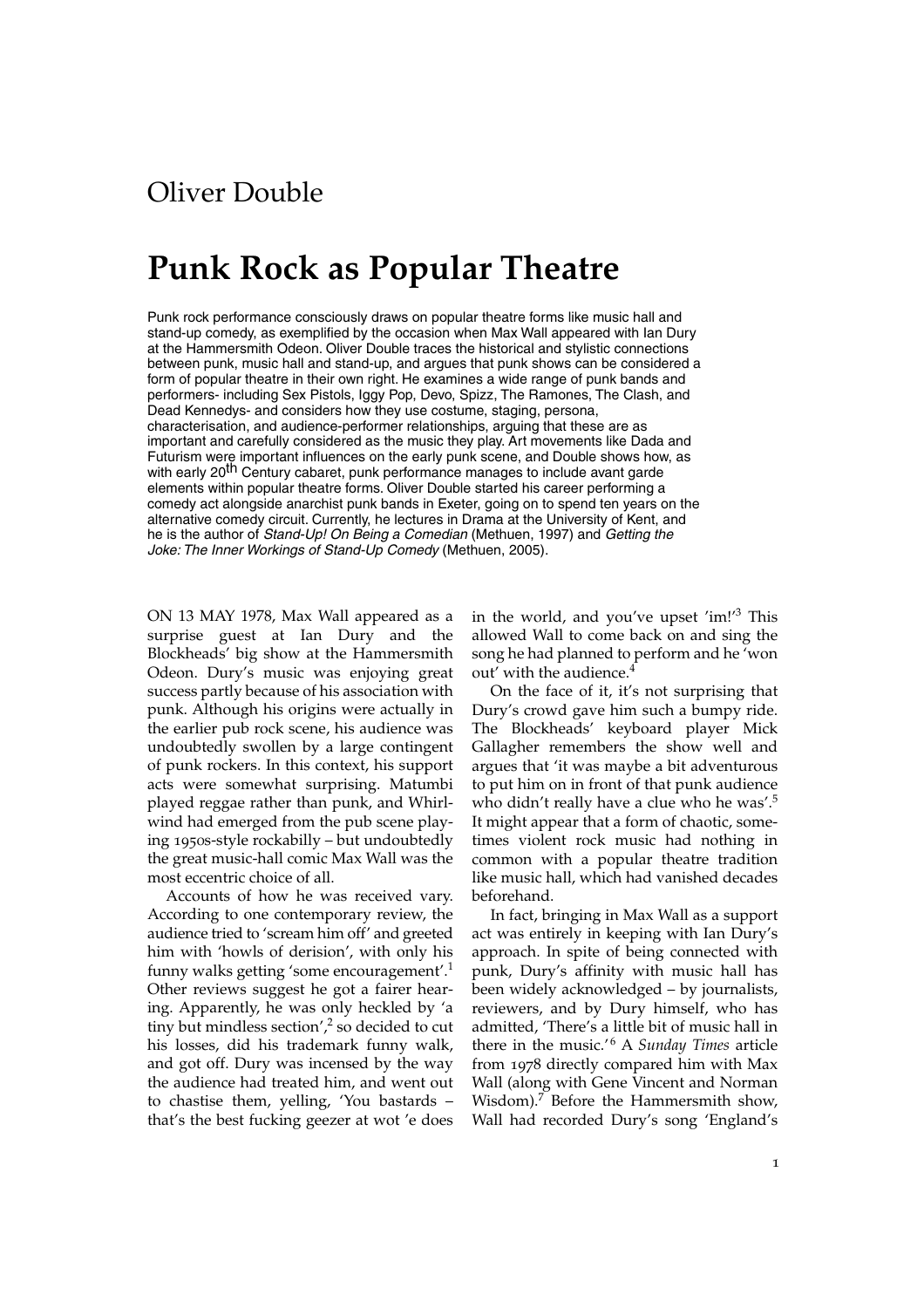Oliver Double

# Punk Rock as Popular Theatre

Punk rock performance consciously draws on popular theatre forms like music hall and stand-up comedy, as exemplified by the occasion when Max Wall appeared with Ian Dury at the Hammersmith Odeon. Oliver Double traces the historical and stylistic connections between punk, music hall and stand-up, and argues that punk shows can be considered a form of popular theatre in their own right. He examines a wide range of punk bands and performers- including Sex Pistols, Iggy Pop, Devo, Spizz, The Ramones, The Clash, and Dead Kennedys- and considers how they use costume, staging, persona, characterisation, and audience-performer relationships, arguing that these are as important and carefully considered as the music they play. Art movements like Dada and Futurism were important influences on the early punk scene, and Double shows how, as with early 20th Century cabaret, punk performance manages to include avant garde elements within popular theatre forms. Oliver Double started his career performing a comedy act alongside anarchist punk bands in Exeter, going on to spend ten years on the alternative comedy circuit. Currently, he lectures in Drama at the University of Kent, and he is the author of *Stand-Up! On Being a Comedian* (Methuen, 1997) and *Getting the Joke: The Inner Workings of Stand-Up Comedy* (Methuen, 2005).

ON 13 MAY 1978, Max Wall appeared as a surprise guest at Ian Dury and the Blockheads' big show at the Hammersmith Odeon. Dury's music was enjoying great success partly because of his association with punk. Although his origins were actually in the earlier pub rock scene, his audience was undoubtedly swollen by a large contingent of punk rockers. In this context, his support acts were somewhat surprising. Matumbi played reggae rather than punk, and Whirlwind had emerged from the pub scene playing 1950s-style rockabilly – but undoubtedly the great music-hall comic Max Wall was the most eccentric choice of all.

Accounts of how he was received vary. According to one contemporary review, the audience tried to 'scream him off' and greeted him with 'howls of derision', with only his funny walks getting 'some encouragement'.[1] Other reviews suggest he got a fairer hearing. Apparently, he was only heckled by 'a tiny but mindless section',[2] so decided to cut his losses, did his trademark funny walk, and got off. Dury was incensed by the way the audience had treated him, and went out to chastise them, yelling, 'You bastards – that's the best fucking geezer at wot 'e does in the world, and you've upset 'im!'[3] This allowed Wall to come back on and sing the song he had planned to perform and he 'won out' with the audience.[4]

On the face of it, it's not surprising that Dury's crowd gave him such a bumpy ride. The Blockheads' keyboard player Mick Gallagher remembers the show well and argues that 'it was maybe a bit adventurous to put him on in front of that punk audience who didn't really have a clue who he was'.[5] It might appear that a form of chaotic, sometimes violent rock music had nothing in common with a popular theatre tradition like music hall, which had vanished decades beforehand.

In fact, bringing in Max Wall as a support act was entirely in keeping with Ian Dury's approach. In spite of being connected with punk, Dury's affinity with music hall has been widely acknowledged – by journalists, reviewers, and by Dury himself, who has admitted, 'There's a little bit of music hall in there in the music.'[6] A *Sunday Times* article from 1978 directly compared him with Max Wall (along with Gene Vincent and Norman Wisdom).[7] Before the Hammersmith show, Wall had recorded Dury's song 'England's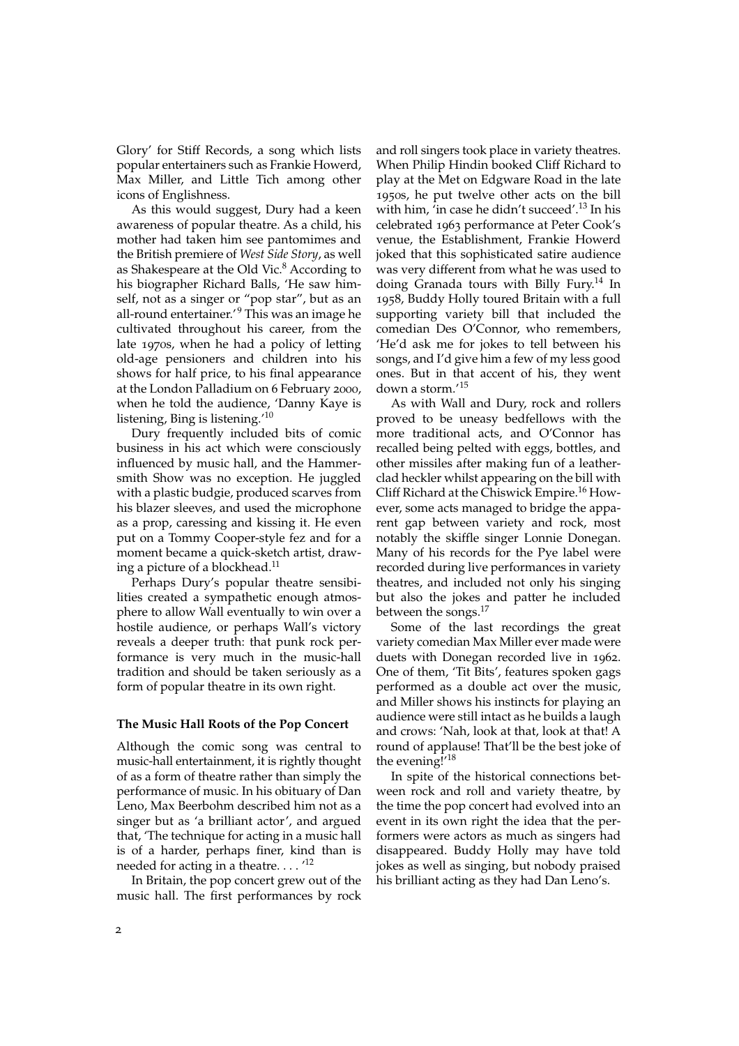Glory' for Stiff Records, a song which lists popular entertainers such as Frankie Howerd, Max Miller, and Little Tich among other icons of Englishness.

As this would suggest, Dury had a keen awareness of popular theatre. As a child, his mother had taken him see pantomimes and the British premiere of *West Side Story*, as well as Shakespeare at the Old Vic.[8] According to his biographer Richard Balls, 'He saw himself, not as a singer or "pop star", but as an all-round entertainer.'[9] This was an image he cultivated throughout his career, from the late 1970s, when he had a policy of letting old-age pensioners and children into his shows for half price, to his final appearance at the London Palladium on 6 February 2000, when he told the audience, 'Danny Kaye is listening, Bing is listening.'[10]

Dury frequently included bits of comic business in his act which were consciously influenced by music hall, and the Hammersmith Show was no exception. He juggled with a plastic budgie, produced scarves from his blazer sleeves, and used the microphone as a prop, caressing and kissing it. He even put on a Tommy Cooper-style fez and for a moment became a quick-sketch artist, drawing a picture of a blockhead.[11]

Perhaps Dury's popular theatre sensibilities created a sympathetic enough atmosphere to allow Wall eventually to win over a hostile audience, or perhaps Wall's victory reveals a deeper truth: that punk rock performance is very much in the music-hall tradition and should be taken seriously as a form of popular theatre in its own right.

### The Music Hall Roots of the Pop Concert

Although the comic song was central to music-hall entertainment, it is rightly thought of as a form of theatre rather than simply the performance of music. In his obituary of Dan Leno, Max Beerbohm described him not as a singer but as 'a brilliant actor', and argued that, 'The technique for acting in a music hall is of a harder, perhaps finer, kind than is needed for acting in a theatre. . . . '[12]

In Britain, the pop concert grew out of the music hall. The first performances by rock and roll singers took place in variety theatres. When Philip Hindin booked Cliff Richard to play at the Met on Edgware Road in the late 1950s, he put twelve other acts on the bill with him, 'in case he didn't succeed'.[13] In his celebrated 1963 performance at Peter Cook's venue, the Establishment, Frankie Howerd joked that this sophisticated satire audience was very different from what he was used to doing Granada tours with Billy Fury.[14] In 1958, Buddy Holly toured Britain with a full supporting variety bill that included the comedian Des O'Connor, who remembers, 'He'd ask me for jokes to tell between his songs, and I'd give him a few of my less good ones. But in that accent of his, they went down a storm.'[15]

As with Wall and Dury, rock and rollers proved to be uneasy bedfellows with the more traditional acts, and O'Connor has recalled being pelted with eggs, bottles, and other missiles after making fun of a leather-clad heckler whilst appearing on the bill with Cliff Richard at the Chiswick Empire.[16] However, some acts managed to bridge the apparent gap between variety and rock, most notably the skiffle singer Lonnie Donegan. Many of his records for the Pye label were recorded during live performances in variety theatres, and included not only his singing but also the jokes and patter he included between the songs.[17]

Some of the last recordings the great variety comedian Max Miller ever made were duets with Donegan recorded live in 1962. One of them, 'Tit Bits', features spoken gags performed as a double act over the music, and Miller shows his instincts for playing an audience were still intact as he builds a laugh and crows: 'Nah, look at that, look at that! A round of applause! That'll be the best joke of the evening!'[18]

In spite of the historical connections between rock and roll and variety theatre, by the time the pop concert had evolved into an event in its own right the idea that the performers were actors as much as singers had disappeared. Buddy Holly may have told jokes as well as singing, but nobody praised his brilliant acting as they had Dan Leno's.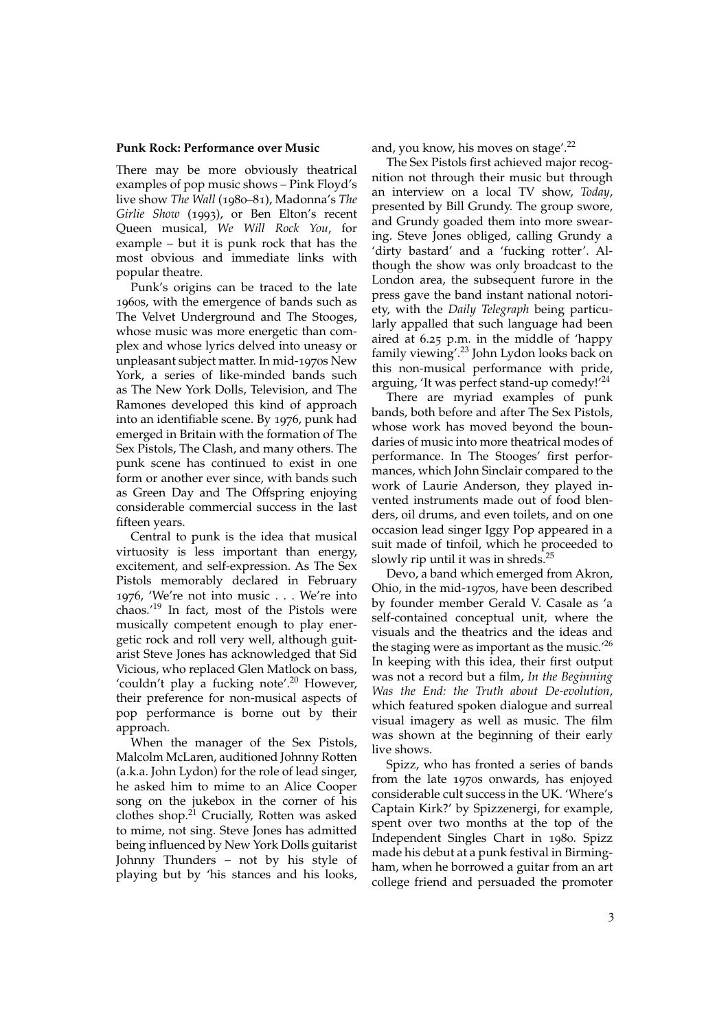**Punk Rock: Performance over Music**

There may be more obviously theatrical examples of pop music shows – Pink Floyd's live show *The Wall* (1980–81), Madonna's *The Girlie Show* (1993), or Ben Elton's recent Queen musical, *We Will Rock You*, for example – but it is punk rock that has the most obvious and immediate links with popular theatre.

Punk's origins can be traced to the late 1960s, with the emergence of bands such as The Velvet Underground and The Stooges, whose music was more energetic than complex and whose lyrics delved into uneasy or unpleasant subject matter. In mid-1970s New York, a series of like-minded bands such as The New York Dolls, Television, and The Ramones developed this kind of approach into an identifiable scene. By 1976, punk had emerged in Britain with the formation of The Sex Pistols, The Clash, and many others. The punk scene has continued to exist in one form or another ever since, with bands such as Green Day and The Offspring enjoying considerable commercial success in the last fifteen years.

Central to punk is the idea that musical virtuosity is less important than energy, excitement, and self-expression. As The Sex Pistols memorably declared in February 1976, 'We're not into music . . . We're into chaos.'[19] In fact, most of the Pistols were musically competent enough to play energetic rock and roll very well, although guitarist Steve Jones has acknowledged that Sid Vicious, who replaced Glen Matlock on bass, 'couldn't play a fucking note'.[20] However, their preference for non-musical aspects of pop performance is borne out by their approach.

When the manager of the Sex Pistols, Malcolm McLaren, auditioned Johnny Rotten (a.k.a. John Lydon) for the role of lead singer, he asked him to mime to an Alice Cooper song on the jukebox in the corner of his clothes shop.[21] Crucially, Rotten was asked to mime, not sing. Steve Jones has admitted being influenced by New York Dolls guitarist Johnny Thunders – not by his style of playing but by 'his stances and his looks, and, you know, his moves on stage'.[22]

The Sex Pistols first achieved major recognition not through their music but through an interview on a local TV show, *Today*, presented by Bill Grundy. The group swore, and Grundy goaded them into more swearing. Steve Jones obliged, calling Grundy a 'dirty bastard' and a 'fucking rotter'. Although the show was only broadcast to the London area, the subsequent furore in the press gave the band instant national notoriety, with the *Daily Telegraph* being particularly appalled that such language had been aired at 6.25 p.m. in the middle of 'happy family viewing'.[23] John Lydon looks back on this non-musical performance with pride, arguing, 'It was perfect stand-up comedy!'[24]

There are myriad examples of punk bands, both before and after The Sex Pistols, whose work has moved beyond the boundaries of music into more theatrical modes of performance. In The Stooges' first performances, which John Sinclair compared to the work of Laurie Anderson, they played invented instruments made out of food blenders, oil drums, and even toilets, and on one occasion lead singer Iggy Pop appeared in a suit made of tinfoil, which he proceeded to slowly rip until it was in shreds.[25]

Devo, a band which emerged from Akron, Ohio, in the mid-1970s, have been described by founder member Gerald V. Casale as 'a self-contained conceptual unit, where the visuals and the theatrics and the ideas and the staging were as important as the music.'[26] In keeping with this idea, their first output was not a record but a film, *In the Beginning Was the End: the Truth about De-evolution*, which featured spoken dialogue and surreal visual imagery as well as music. The film was shown at the beginning of their early live shows.

Spizz, who has fronted a series of bands from the late 1970s onwards, has enjoyed considerable cult success in the UK. 'Where's Captain Kirk?' by Spizzenergi, for example, spent over two months at the top of the Independent Singles Chart in 1980. Spizz made his debut at a punk festival in Birmingham, when he borrowed a guitar from an art college friend and persuaded the promoter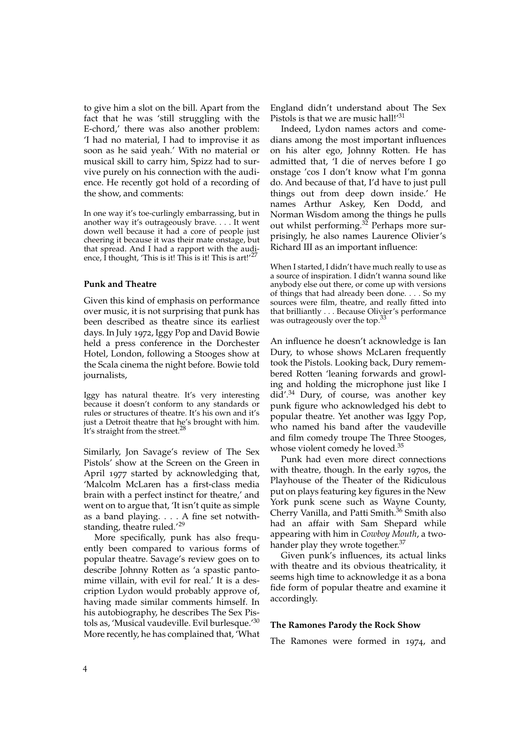to give him a slot on the bill. Apart from the fact that he was 'still struggling with the E-chord,' there was also another problem: 'I had no material, I had to improvise it as soon as he said yeah.' With no material or musical skill to carry him, Spizz had to survive purely on his connection with the audience. He recently got hold of a recording of the show, and comments:

> In one way it's toe-curlingly embarrassing, but in another way it's outrageously brave. . . . It went down well because it had a core of people just cheering it because it was their mate onstage, but that spread. And I had a rapport with the audience, I thought, 'This is it! This is it! This is art!'[27]

### Punk and Theatre

Given this kind of emphasis on performance over music, it is not surprising that punk has been described as theatre since its earliest days. In July 1972, Iggy Pop and David Bowie held a press conference in the Dorchester Hotel, London, following a Stooges show at the Scala cinema the night before. Bowie told journalists,

> Iggy has natural theatre. It's very interesting because it doesn't conform to any standards or rules or structures of theatre. It's his own and it's just a Detroit theatre that he's brought with him. It's straight from the street.[28]

Similarly, Jon Savage's review of The Sex Pistols' show at the Screen on the Green in April 1977 started by acknowledging that, 'Malcolm McLaren has a first-class media brain with a perfect instinct for theatre,' and went on to argue that, 'It isn't quite as simple as a band playing. . . . A fine set notwithstanding, theatre ruled.'[29]

More specifically, punk has also frequently been compared to various forms of popular theatre. Savage's review goes on to describe Johnny Rotten as 'a spastic pantomime villain, with evil for real.' It is a description Lydon would probably approve of, having made similar comments himself. In his autobiography, he describes The Sex Pistols as, 'Musical vaudeville. Evil burlesque.'[30] More recently, he has complained that, 'What England didn't understand about The Sex Pistols is that we are music hall!'[31]

Indeed, Lydon names actors and comedians among the most important influences on his alter ego, Johnny Rotten. He has admitted that, 'I die of nerves before I go onstage 'cos I don't know what I'm gonna do. And because of that, I'd have to just pull things out from deep down inside.' He names Arthur Askey, Ken Dodd, and Norman Wisdom among the things he pulls out whilst performing.[32] Perhaps more surprisingly, he also names Laurence Olivier's Richard III as an important influence:

> When I started, I didn't have much really to use as a source of inspiration. I didn't wanna sound like anybody else out there, or come up with versions of things that had already been done. . . . So my sources were film, theatre, and really fitted into that brilliantly . . . Because Olivier's performance was outrageously over the top.[33]

An influence he doesn't acknowledge is Ian Dury, to whose shows McLaren frequently took the Pistols. Looking back, Dury remembered Rotten 'leaning forwards and growling and holding the microphone just like I did'.[34] Dury, of course, was another key punk figure who acknowledged his debt to popular theatre. Yet another was Iggy Pop, who named his band after the vaudeville and film comedy troupe The Three Stooges, whose violent comedy he loved.[35]

Punk had even more direct connections with theatre, though. In the early 1970s, the Playhouse of the Theater of the Ridiculous put on plays featuring key figures in the New York punk scene such as Wayne County, Cherry Vanilla, and Patti Smith.[36] Smith also had an affair with Sam Shepard while appearing with him in *Cowboy Mouth*, a two-hander play they wrote together.[37]

Given punk's influences, its actual links with theatre and its obvious theatricality, it seems high time to acknowledge it as a bona fide form of popular theatre and examine it accordingly.

### The Ramones Parody the Rock Show

The Ramones were formed in 1974, and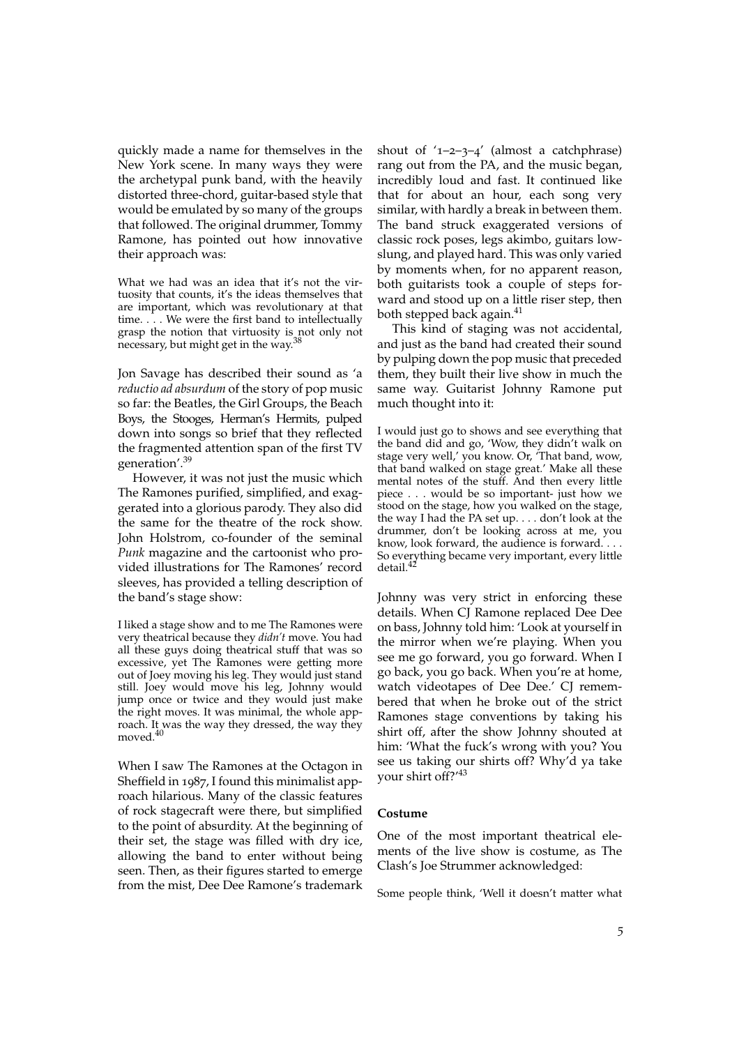quickly made a name for themselves in the New York scene. In many ways they were the archetypal punk band, with the heavily distorted three-chord, guitar-based style that would be emulated by so many of the groups that followed. The original drummer, Tommy Ramone, has pointed out how innovative their approach was:

> What we had was an idea that it's not the virtuosity that counts, it's the ideas themselves that are important, which was revolutionary at that time. . . . We were the first band to intellectually grasp the notion that virtuosity is not only not necessary, but might get in the way.[38]

Jon Savage has described their sound as 'a *reductio ad absurdum* of the story of pop music so far: the Beatles, the Girl Groups, the Beach Boys, the Stooges, Herman's Hermits, pulped down into songs so brief that they reflected the fragmented attention span of the first TV generation'.[39]

However, it was not just the music which The Ramones purified, simplified, and exaggerated into a glorious parody. They also did the same for the theatre of the rock show. John Holstrom, co-founder of the seminal *Punk* magazine and the cartoonist who provided illustrations for The Ramones' record sleeves, has provided a telling description of the band's stage show:

> I liked a stage show and to me The Ramones were very theatrical because they *didn't* move. You had all these guys doing theatrical stuff that was so excessive, yet The Ramones were getting more out of Joey moving his leg. They would just stand still. Joey would move his leg, Johnny would jump once or twice and they would just make the right moves. It was minimal, the whole approach. It was the way they dressed, the way they moved.[40]

When I saw The Ramones at the Octagon in Sheffield in 1987, I found this minimalist approach hilarious. Many of the classic features of rock stagecraft were there, but simplified to the point of absurdity. At the beginning of their set, the stage was filled with dry ice, allowing the band to enter without being seen. Then, as their figures started to emerge from the mist, Dee Dee Ramone's trademark shout of '1–2–3–4' (almost a catchphrase) rang out from the PA, and the music began, incredibly loud and fast. It continued like that for about an hour, each song very similar, with hardly a break in between them. The band struck exaggerated versions of classic rock poses, legs akimbo, guitars low-slung, and played hard. This was only varied by moments when, for no apparent reason, both guitarists took a couple of steps forward and stood up on a little riser step, then both stepped back again.[41]

This kind of staging was not accidental, and just as the band had created their sound by pulping down the pop music that preceded them, they built their live show in much the same way. Guitarist Johnny Ramone put much thought into it:

> I would just go to shows and see everything that the band did and go, 'Wow, they didn't walk on stage very well,' you know. Or, 'That band, wow, that band walked on stage great.' Make all these mental notes of the stuff. And then every little piece . . . would be so important- just how we stood on the stage, how you walked on the stage, the way I had the PA set up. . . . don't look at the drummer, don't be looking across at me, you know, look forward, the audience is forward. . . . So everything became very important, every little detail.[42]

Johnny was very strict in enforcing these details. When CJ Ramone replaced Dee Dee on bass, Johnny told him: 'Look at yourself in the mirror when we're playing. When you see me go forward, you go forward. When I go back, you go back. When you're at home, watch videotapes of Dee Dee.' CJ remembered that when he broke out of the strict Ramones stage conventions by taking his shirt off, after the show Johnny shouted at him: 'What the fuck's wrong with you? You see us taking our shirts off? Why'd ya take your shirt off?'[43]

### Costume

One of the most important theatrical elements of the live show is costume, as The Clash's Joe Strummer acknowledged:

> Some people think, 'Well it doesn't matter what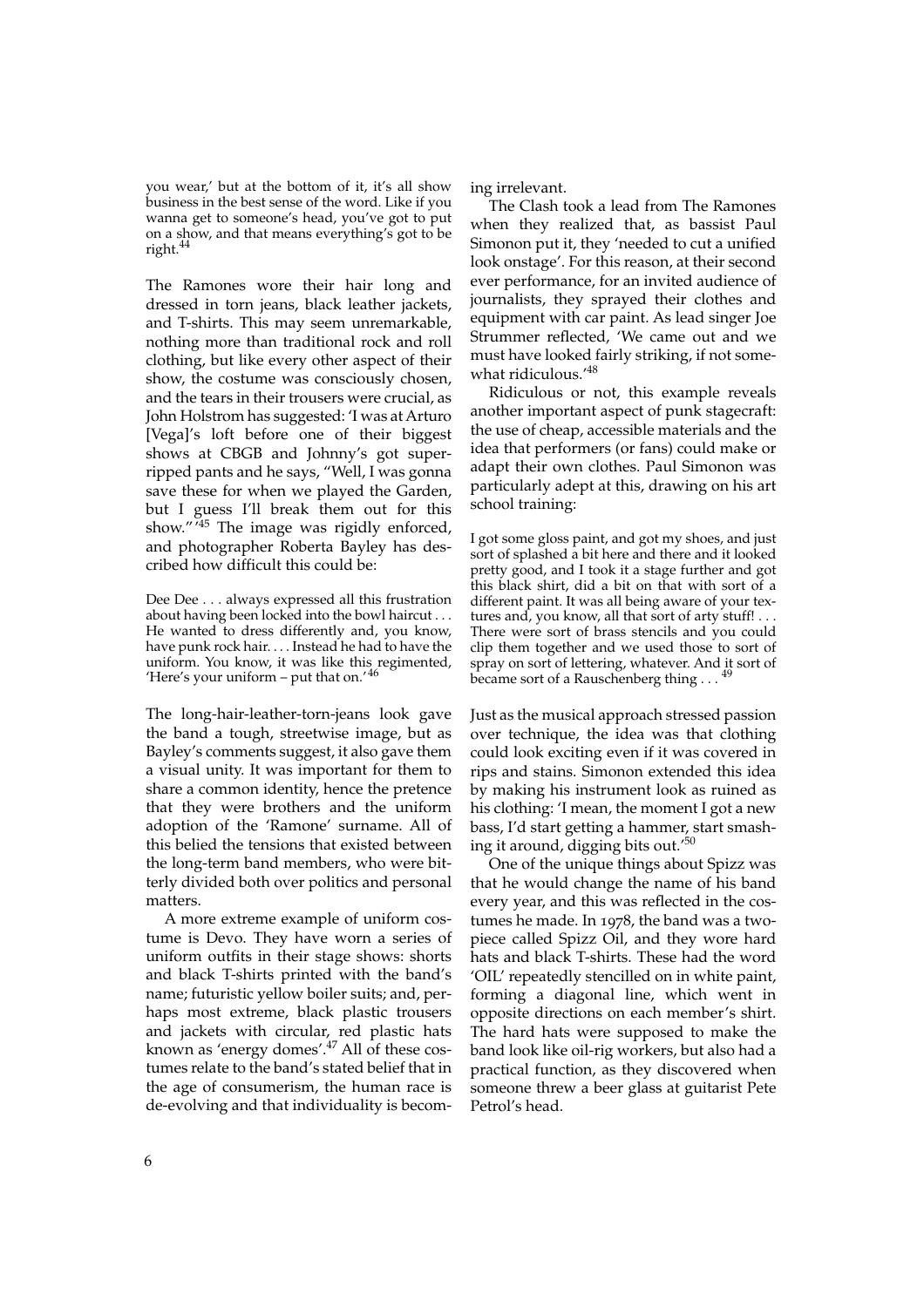you wear,' but at the bottom of it, it's all show business in the best sense of the word. Like if you wanna get to someone's head, you've got to put on a show, and that means everything's got to be right.[44]

The Ramones wore their hair long and dressed in torn jeans, black leather jackets, and T-shirts. This may seem unremarkable, nothing more than traditional rock and roll clothing, but like every other aspect of their show, the costume was consciously chosen, and the tears in their trousers were crucial, as John Holstrom has suggested: 'I was at Arturo [Vega]'s loft before one of their biggest shows at CBGB and Johnny's got super-ripped pants and he says, "Well, I was gonna save these for when we played the Garden, but I guess I'll break them out for this show."'[45] The image was rigidly enforced, and photographer Roberta Bayley has described how difficult this could be:

> Dee Dee . . . always expressed all this frustration about having been locked into the bowl haircut . . . He wanted to dress differently and, you know, have punk rock hair. . . . Instead he had to have the uniform. You know, it was like this regimented, 'Here's your uniform – put that on.'[46]

The long-hair-leather-torn-jeans look gave the band a tough, streetwise image, but as Bayley's comments suggest, it also gave them a visual unity. It was important for them to share a common identity, hence the pretence that they were brothers and the uniform adoption of the 'Ramone' surname. All of this belied the tensions that existed between the long-term band members, who were bitterly divided both over politics and personal matters.

A more extreme example of uniform costume is Devo. They have worn a series of uniform outfits in their stage shows: shorts and black T-shirts printed with the band's name; futuristic yellow boiler suits; and, perhaps most extreme, black plastic trousers and jackets with circular, red plastic hats known as 'energy domes'.[47] All of these costumes relate to the band's stated belief that in the age of consumerism, the human race is de-evolving and that individuality is becoming irrelevant.

The Clash took a lead from The Ramones when they realized that, as bassist Paul Simonon put it, they 'needed to cut a unified look onstage'. For this reason, at their second ever performance, for an invited audience of journalists, they sprayed their clothes and equipment with car paint. As lead singer Joe Strummer reflected, 'We came out and we must have looked fairly striking, if not somewhat ridiculous.'[48]

Ridiculous or not, this example reveals another important aspect of punk stagecraft: the use of cheap, accessible materials and the idea that performers (or fans) could make or adapt their own clothes. Paul Simonon was particularly adept at this, drawing on his art school training:

> I got some gloss paint, and got my shoes, and just sort of splashed a bit here and there and it looked pretty good, and I took it a stage further and got this black shirt, did a bit on that with sort of a different paint. It was all being aware of your textures and, you know, all that sort of arty stuff! . . . There were sort of brass stencils and you could clip them together and we used those to sort of spray on sort of lettering, whatever. And it sort of became sort of a Rauschenberg thing . . .[49]

Just as the musical approach stressed passion over technique, the idea was that clothing could look exciting even if it was covered in rips and stains. Simonon extended this idea by making his instrument look as ruined as his clothing: 'I mean, the moment I got a new bass, I'd start getting a hammer, start smashing it around, digging bits out.'[50]

One of the unique things about Spizz was that he would change the name of his band every year, and this was reflected in the costumes he made. In 1978, the band was a two-piece called Spizz Oil, and they wore hard hats and black T-shirts. These had the word 'OIL' repeatedly stencilled on in white paint, forming a diagonal line, which went in opposite directions on each member's shirt. The hard hats were supposed to make the band look like oil-rig workers, but also had a practical function, as they discovered when someone threw a beer glass at guitarist Pete Petrol's head.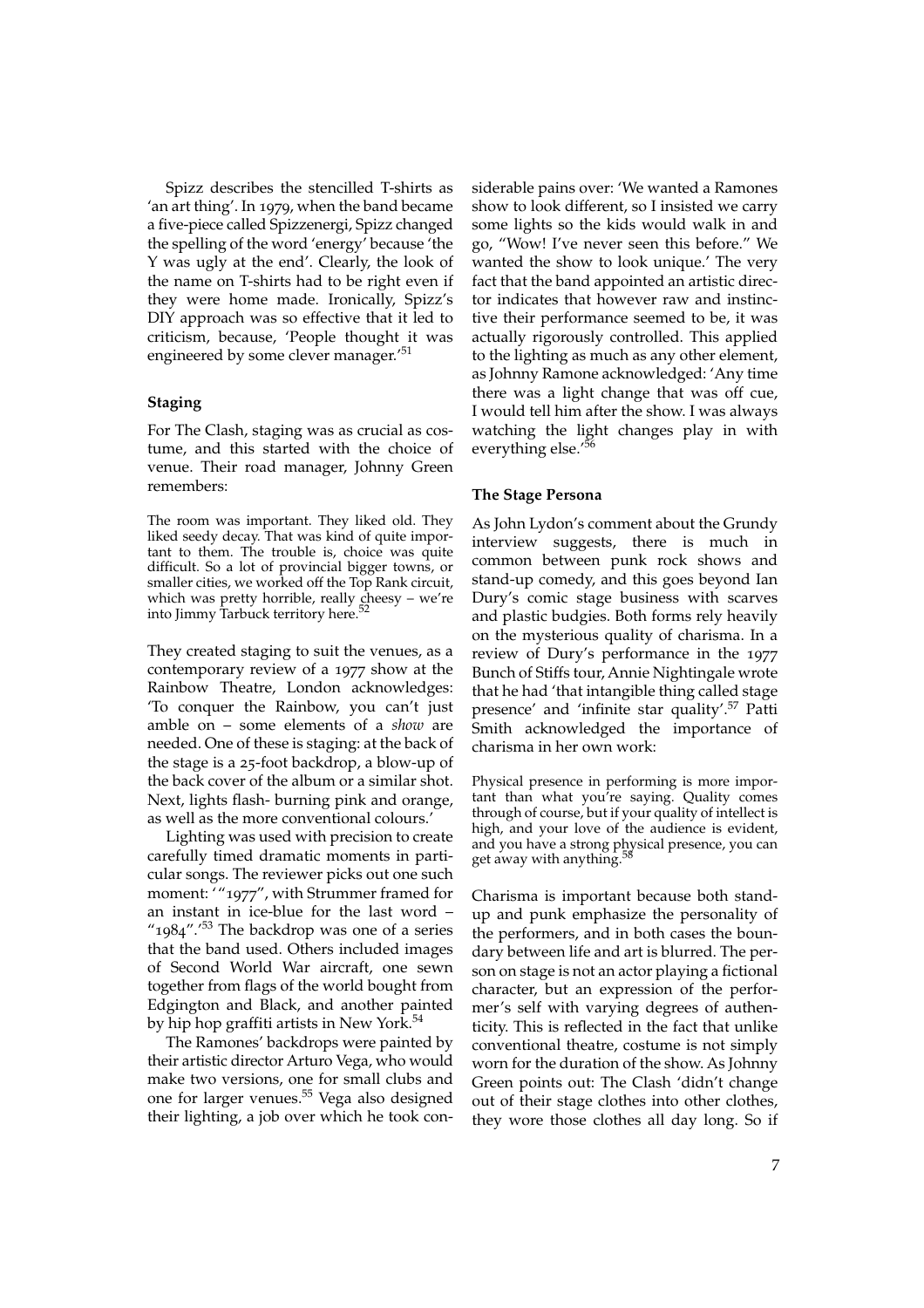Spizz describes the stencilled T-shirts as 'an art thing'. In 1979, when the band became a five-piece called Spizzenergi, Spizz changed the spelling of the word 'energy' because 'the Y was ugly at the end'. Clearly, the look of the name on T-shirts had to be right even if they were home made. Ironically, Spizz's DIY approach was so effective that it led to criticism, because, 'People thought it was engineered by some clever manager.'[51]

### Staging

For The Clash, staging was as crucial as costume, and this started with the choice of venue. Their road manager, Johnny Green remembers:

> The room was important. They liked old. They liked seedy decay. That was kind of quite important to them. The trouble is, choice was quite difficult. So a lot of provincial bigger towns, or smaller cities, we worked off the Top Rank circuit, which was pretty horrible, really cheesy – we're into Jimmy Tarbuck territory here.[52]

They created staging to suit the venues, as a contemporary review of a 1977 show at the Rainbow Theatre, London acknowledges: 'To conquer the Rainbow, you can't just amble on – some elements of a *show* are needed. One of these is staging: at the back of the stage is a 25-foot backdrop, a blow-up of the back cover of the album or a similar shot. Next, lights flash- burning pink and orange, as well as the more conventional colours.'

Lighting was used with precision to create carefully timed dramatic moments in particular songs. The reviewer picks out one such moment: '"1977", with Strummer framed for an instant in ice-blue for the last word – "1984".'[53] The backdrop was one of a series that the band used. Others included images of Second World War aircraft, one sewn together from flags of the world bought from Edgington and Black, and another painted by hip hop graffiti artists in New York.[54]

The Ramones' backdrops were painted by their artistic director Arturo Vega, who would make two versions, one for small clubs and one for larger venues.[55] Vega also designed their lighting, a job over which he took considerable pains over: 'We wanted a Ramones show to look different, so I insisted we carry some lights so the kids would walk in and go, "Wow! I've never seen this before." We wanted the show to look unique.' The very fact that the band appointed an artistic director indicates that however raw and instinctive their performance seemed to be, it was actually rigorously controlled. This applied to the lighting as much as any other element, as Johnny Ramone acknowledged: 'Any time there was a light change that was off cue, I would tell him after the show. I was always watching the light changes play in with everything else.'[56]

### The Stage Persona

As John Lydon's comment about the Grundy interview suggests, there is much in common between punk rock shows and stand-up comedy, and this goes beyond Ian Dury's comic stage business with scarves and plastic budgies. Both forms rely heavily on the mysterious quality of charisma. In a review of Dury's performance in the 1977 Bunch of Stiffs tour, Annie Nightingale wrote that he had 'that intangible thing called stage presence' and 'infinite star quality'.[57] Patti Smith acknowledged the importance of charisma in her own work:

> Physical presence in performing is more important than what you're saying. Quality comes through of course, but if your quality of intellect is high, and your love of the audience is evident, and you have a strong physical presence, you can get away with anything.[58]

Charisma is important because both stand-up and punk emphasize the personality of the performers, and in both cases the boundary between life and art is blurred. The person on stage is not an actor playing a fictional character, but an expression of the performer's self with varying degrees of authenticity. This is reflected in the fact that unlike conventional theatre, costume is not simply worn for the duration of the show. As Johnny Green points out: The Clash 'didn't change out of their stage clothes into other clothes, they wore those clothes all day long. So if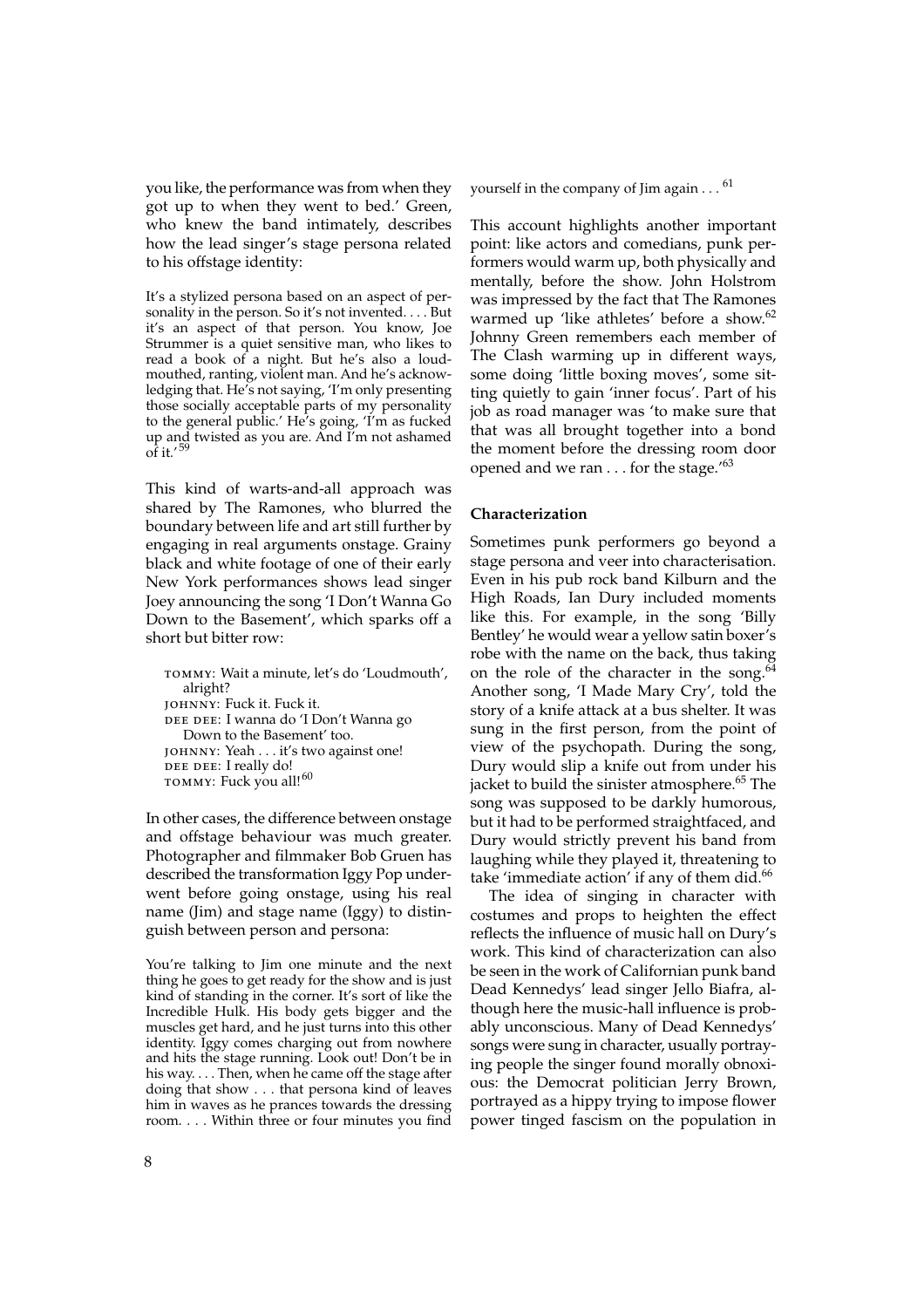you like, the performance was from when they got up to when they went to bed.' Green, who knew the band intimately, describes how the lead singer's stage persona related to his offstage identity:

> It's a stylized persona based on an aspect of personality in the person. So it's not invented. . . . But it's an aspect of that person. You know, Joe Strummer is a quiet sensitive man, who likes to read a book of a night. But he's also a loud-mouthed, ranting, violent man. And he's acknowledging that. He's not saying, 'I'm only presenting those socially acceptable parts of my personality to the general public.' He's going, 'I'm as fucked up and twisted as you are. And I'm not ashamed of it.'[59]

This kind of warts-and-all approach was shared by The Ramones, who blurred the boundary between life and art still further by engaging in real arguments onstage. Grainy black and white footage of one of their early New York performances shows lead singer Joey announcing the song 'I Don't Wanna Go Down to the Basement', which sparks off a short but bitter row:

> TOMMY: Wait a minute, let's do 'Loudmouth', alright?
> JOHNNY: Fuck it. Fuck it.
> DEE DEE: I wanna do 'I Don't Wanna go Down to the Basement' too.
> JOHNNY: Yeah . . . it's two against one!
> DEE DEE: I really do!
> TOMMY: Fuck you all![60]

In other cases, the difference between onstage and offstage behaviour was much greater. Photographer and filmmaker Bob Gruen has described the transformation Iggy Pop underwent before going onstage, using his real name (Jim) and stage name (Iggy) to distinguish between person and persona:

> You're talking to Jim one minute and the next thing he goes to get ready for the show and is just kind of standing in the corner. It's sort of like the Incredible Hulk. His body gets bigger and the muscles get hard, and he just turns into this other identity. Iggy comes charging out from nowhere and hits the stage running. Look out! Don't be in his way. . . . Then, when he came off the stage after doing that show . . . that persona kind of leaves him in waves as he prances towards the dressing room. . . . Within three or four minutes you find yourself in the company of Jim again . . . [61]

This account highlights another important point: like actors and comedians, punk performers would warm up, both physically and mentally, before the show. John Holstrom was impressed by the fact that The Ramones warmed up 'like athletes' before a show.[62] Johnny Green remembers each member of The Clash warming up in different ways, some doing 'little boxing moves', some sitting quietly to gain 'inner focus'. Part of his job as road manager was 'to make sure that that was all brought together into a bond the moment before the dressing room door opened and we ran . . . for the stage.'[63]

### Characterization

Sometimes punk performers go beyond a stage persona and veer into characterisation. Even in his pub rock band Kilburn and the High Roads, Ian Dury included moments like this. For example, in the song 'Billy Bentley' he would wear a yellow satin boxer's robe with the name on the back, thus taking on the role of the character in the song.[64] Another song, 'I Made Mary Cry', told the story of a knife attack at a bus shelter. It was sung in the first person, from the point of view of the psychopath. During the song, Dury would slip a knife out from under his jacket to build the sinister atmosphere.[65] The song was supposed to be darkly humorous, but it had to be performed straightfaced, and Dury would strictly prevent his band from laughing while they played it, threatening to take 'immediate action' if any of them did.[66]

The idea of singing in character with costumes and props to heighten the effect reflects the influence of music hall on Dury's work. This kind of characterization can also be seen in the work of Californian punk band Dead Kennedys' lead singer Jello Biafra, although here the music-hall influence is probably unconscious. Many of Dead Kennedys' songs were sung in character, usually portraying people the singer found morally obnoxious: the Democrat politician Jerry Brown, portrayed as a hippy trying to impose flower power tinged fascism on the population in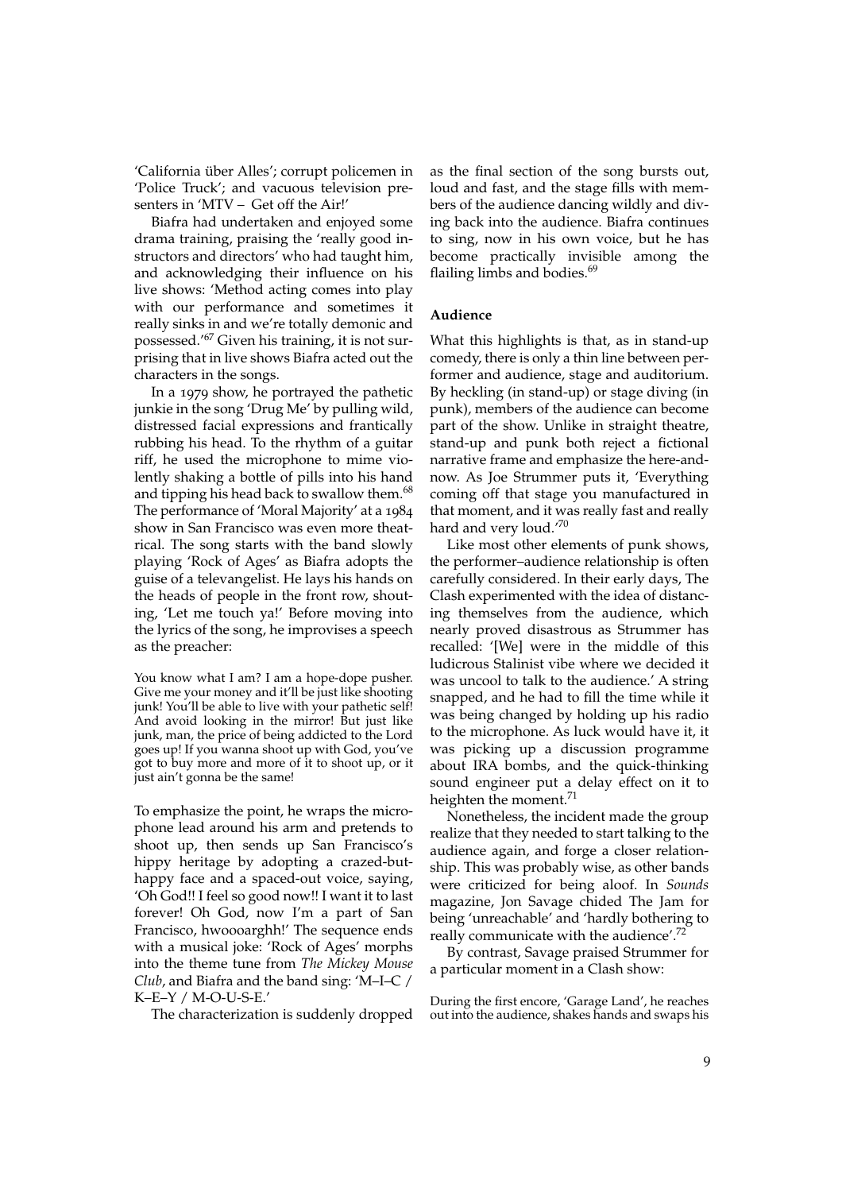'California über Alles'; corrupt policemen in 'Police Truck'; and vacuous television presenters in 'MTV – Get off the Air!'

Biafra had undertaken and enjoyed some drama training, praising the 'really good instructors and directors' who had taught him, and acknowledging their influence on his live shows: 'Method acting comes into play with our performance and sometimes it really sinks in and we're totally demonic and possessed.'[67] Given his training, it is not surprising that in live shows Biafra acted out the characters in the songs.

In a 1979 show, he portrayed the pathetic junkie in the song 'Drug Me' by pulling wild, distressed facial expressions and frantically rubbing his head. To the rhythm of a guitar riff, he used the microphone to mime violently shaking a bottle of pills into his hand and tipping his head back to swallow them.[68] The performance of 'Moral Majority' at a 1984 show in San Francisco was even more theatrical. The song starts with the band slowly playing 'Rock of Ages' as Biafra adopts the guise of a televangelist. He lays his hands on the heads of people in the front row, shouting, 'Let me touch ya!' Before moving into the lyrics of the song, he improvises a speech as the preacher:

> You know what I am? I am a hope-dope pusher. Give me your money and it'll be just like shooting junk! You'll be able to live with your pathetic self! And avoid looking in the mirror! But just like junk, man, the price of being addicted to the Lord goes up! If you wanna shoot up with God, you've got to buy more and more of it to shoot up, or it just ain't gonna be the same!

To emphasize the point, he wraps the microphone lead around his arm and pretends to shoot up, then sends up San Francisco's hippy heritage by adopting a crazed-but-happy face and a spaced-out voice, saying, 'Oh God!! I feel so good now!! I want it to last forever! Oh God, now I'm a part of San Francisco, hwoooarghh!' The sequence ends with a musical joke: 'Rock of Ages' morphs into the theme tune from *The Mickey Mouse Club*, and Biafra and the band sing: 'M–I–C / K–E–Y / M-O-U-S-E.'

The characterization is suddenly dropped as the final section of the song bursts out, loud and fast, and the stage fills with members of the audience dancing wildly and diving back into the audience. Biafra continues to sing, now in his own voice, but he has become practically invisible among the flailing limbs and bodies.[69]

### Audience

What this highlights is that, as in stand-up comedy, there is only a thin line between performer and audience, stage and auditorium. By heckling (in stand-up) or stage diving (in punk), members of the audience can become part of the show. Unlike in straight theatre, stand-up and punk both reject a fictional narrative frame and emphasize the here-and-now. As Joe Strummer puts it, 'Everything coming off that stage you manufactured in that moment, and it was really fast and really hard and very loud.'[70]

Like most other elements of punk shows, the performer–audience relationship is often carefully considered. In their early days, The Clash experimented with the idea of distancing themselves from the audience, which nearly proved disastrous as Strummer has recalled: '[We] were in the middle of this ludicrous Stalinist vibe where we decided it was uncool to talk to the audience.' A string snapped, and he had to fill the time while it was being changed by holding up his radio to the microphone. As luck would have it, it was picking up a discussion programme about IRA bombs, and the quick-thinking sound engineer put a delay effect on it to heighten the moment.[71]

Nonetheless, the incident made the group realize that they needed to start talking to the audience again, and forge a closer relationship. This was probably wise, as other bands were criticized for being aloof. In *Sounds* magazine, Jon Savage chided The Jam for being 'unreachable' and 'hardly bothering to really communicate with the audience'.[72]

By contrast, Savage praised Strummer for a particular moment in a Clash show:

> During the first encore, 'Garage Land', he reaches out into the audience, shakes hands and swaps his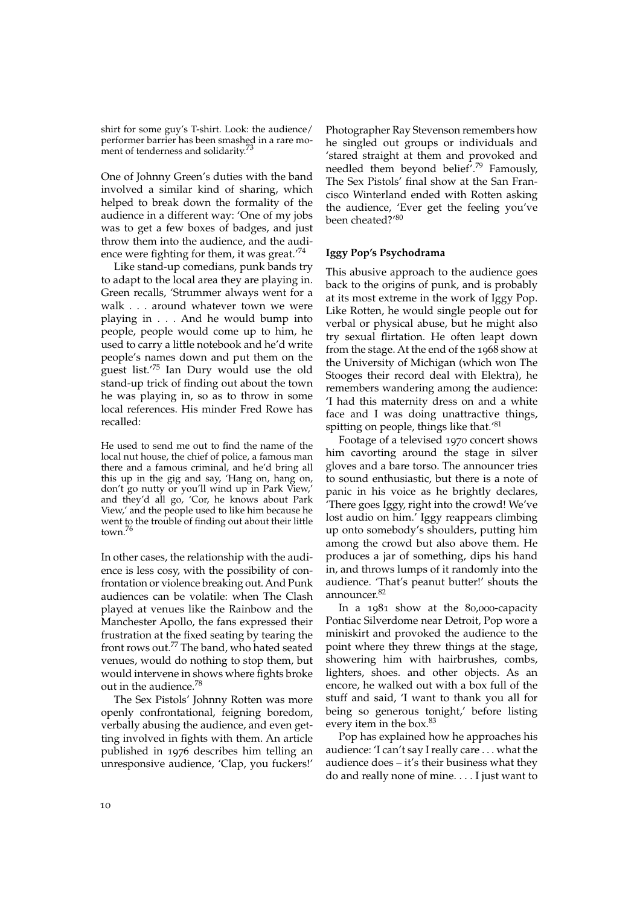shirt for some guy's T-shirt. Look: the audience/performer barrier has been smashed in a rare moment of tenderness and solidarity.[73]

One of Johnny Green's duties with the band involved a similar kind of sharing, which helped to break down the formality of the audience in a different way: 'One of my jobs was to get a few boxes of badges, and just throw them into the audience, and the audience were fighting for them, it was great.'[74]

Like stand-up comedians, punk bands try to adapt to the local area they are playing in. Green recalls, 'Strummer always went for a walk . . . around whatever town we were playing in . . . And he would bump into people, people would come up to him, he used to carry a little notebook and he'd write people's names down and put them on the guest list.'[75] Ian Dury would use the old stand-up trick of finding out about the town he was playing in, so as to throw in some local references. His minder Fred Rowe has recalled:

> He used to send me out to find the name of the local nut house, the chief of police, a famous man there and a famous criminal, and he'd bring all this up in the gig and say, 'Hang on, hang on, don't go nutty or you'll wind up in Park View,' and they'd all go, 'Cor, he knows about Park View,' and the people used to like him because he went to the trouble of finding out about their little town.[76]

In other cases, the relationship with the audience is less cosy, with the possibility of confrontation or violence breaking out. And Punk audiences can be volatile: when The Clash played at venues like the Rainbow and the Manchester Apollo, the fans expressed their frustration at the fixed seating by tearing the front rows out.[77] The band, who hated seated venues, would do nothing to stop them, but would intervene in shows where fights broke out in the audience.[78]

The Sex Pistols' Johnny Rotten was more openly confrontational, feigning boredom, verbally abusing the audience, and even getting involved in fights with them. An article published in 1976 describes him telling an unresponsive audience, 'Clap, you fuckers!' Photographer Ray Stevenson remembers how he singled out groups or individuals and 'stared straight at them and provoked and needled them beyond belief'.[79] Famously, The Sex Pistols' final show at the San Francisco Winterland ended with Rotten asking the audience, 'Ever get the feeling you've been cheated?'[80]

### Iggy Pop's Psychodrama

This abusive approach to the audience goes back to the origins of punk, and is probably at its most extreme in the work of Iggy Pop. Like Rotten, he would single people out for verbal or physical abuse, but he might also try sexual flirtation. He often leapt down from the stage. At the end of the 1968 show at the University of Michigan (which won The Stooges their record deal with Elektra), he remembers wandering among the audience: 'I had this maternity dress on and a white face and I was doing unattractive things, spitting on people, things like that.'[81]

Footage of a televised 1970 concert shows him cavorting around the stage in silver gloves and a bare torso. The announcer tries to sound enthusiastic, but there is a note of panic in his voice as he brightly declares, 'There goes Iggy, right into the crowd! We've lost audio on him.' Iggy reappears climbing up onto somebody's shoulders, putting him among the crowd but also above them. He produces a jar of something, dips his hand in, and throws lumps of it randomly into the audience. 'That's peanut butter!' shouts the announcer.[82]

In a 1981 show at the 80,000-capacity Pontiac Silverdome near Detroit, Pop wore a miniskirt and provoked the audience to the point where they threw things at the stage, showering him with hairbrushes, combs, lighters, shoes. and other objects. As an encore, he walked out with a box full of the stuff and said, 'I want to thank you all for being so generous tonight,' before listing every item in the box.[83]

Pop has explained how he approaches his audience: 'I can't say I really care . . . what the audience does – it's their business what they do and really none of mine. . . . I just want to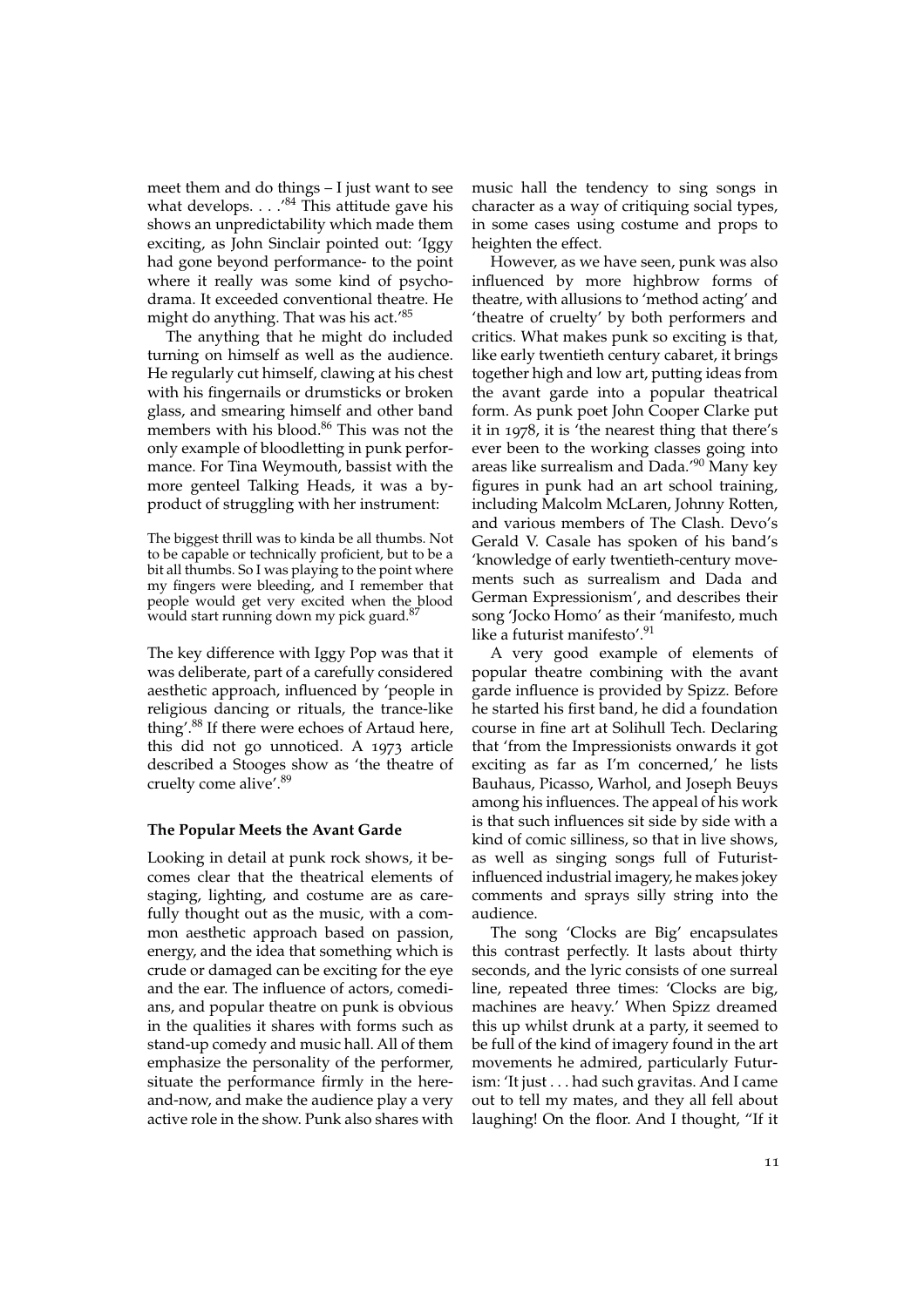meet them and do things – I just want to see what develops. . . .'[84] This attitude gave his shows an unpredictability which made them exciting, as John Sinclair pointed out: 'Iggy had gone beyond performance- to the point where it really was some kind of psychodrama. It exceeded conventional theatre. He might do anything. That was his act.'[85]

The anything that he might do included turning on himself as well as the audience. He regularly cut himself, clawing at his chest with his fingernails or drumsticks or broken glass, and smearing himself and other band members with his blood.[86] This was not the only example of bloodletting in punk performance. For Tina Weymouth, bassist with the more genteel Talking Heads, it was a by-product of struggling with her instrument:

> The biggest thrill was to kinda be all thumbs. Not to be capable or technically proficient, but to be a bit all thumbs. So I was playing to the point where my fingers were bleeding, and I remember that people would get very excited when the blood would start running down my pick guard.[87]

The key difference with Iggy Pop was that it was deliberate, part of a carefully considered aesthetic approach, influenced by 'people in religious dancing or rituals, the trance-like thing'.[88] If there were echoes of Artaud here, this did not go unnoticed. A 1973 article described a Stooges show as 'the theatre of cruelty come alive'.[89]

### The Popular Meets the Avant Garde

Looking in detail at punk rock shows, it becomes clear that the theatrical elements of staging, lighting, and costume are as carefully thought out as the music, with a common aesthetic approach based on passion, energy, and the idea that something which is crude or damaged can be exciting for the eye and the ear. The influence of actors, comedians, and popular theatre on punk is obvious in the qualities it shares with forms such as stand-up comedy and music hall. All of them emphasize the personality of the performer, situate the performance firmly in the here-and-now, and make the audience play a very active role in the show. Punk also shares with music hall the tendency to sing songs in character as a way of critiquing social types, in some cases using costume and props to heighten the effect.

However, as we have seen, punk was also influenced by more highbrow forms of theatre, with allusions to 'method acting' and 'theatre of cruelty' by both performers and critics. What makes punk so exciting is that, like early twentieth century cabaret, it brings together high and low art, putting ideas from the avant garde into a popular theatrical form. As punk poet John Cooper Clarke put it in 1978, it is 'the nearest thing that there's ever been to the working classes going into areas like surrealism and Dada.'[90] Many key figures in punk had an art school training, including Malcolm McLaren, Johnny Rotten, and various members of The Clash. Devo's Gerald V. Casale has spoken of his band's 'knowledge of early twentieth-century movements such as surrealism and Dada and German Expressionism', and describes their song 'Jocko Homo' as their 'manifesto, much like a futurist manifesto'.[91]

A very good example of elements of popular theatre combining with the avant garde influence is provided by Spizz. Before he started his first band, he did a foundation course in fine art at Solihull Tech. Declaring that 'from the Impressionists onwards it got exciting as far as I'm concerned,' he lists Bauhaus, Picasso, Warhol, and Joseph Beuys among his influences. The appeal of his work is that such influences sit side by side with a kind of comic silliness, so that in live shows, as well as singing songs full of Futurist-influenced industrial imagery, he makes jokey comments and sprays silly string into the audience.

The song 'Clocks are Big' encapsulates this contrast perfectly. It lasts about thirty seconds, and the lyric consists of one surreal line, repeated three times: 'Clocks are big, machines are heavy.' When Spizz dreamed this up whilst drunk at a party, it seemed to be full of the kind of imagery found in the art movements he admired, particularly Futurism: 'It just . . . had such gravitas. And I came out to tell my mates, and they all fell about laughing! On the floor. And I thought, "If it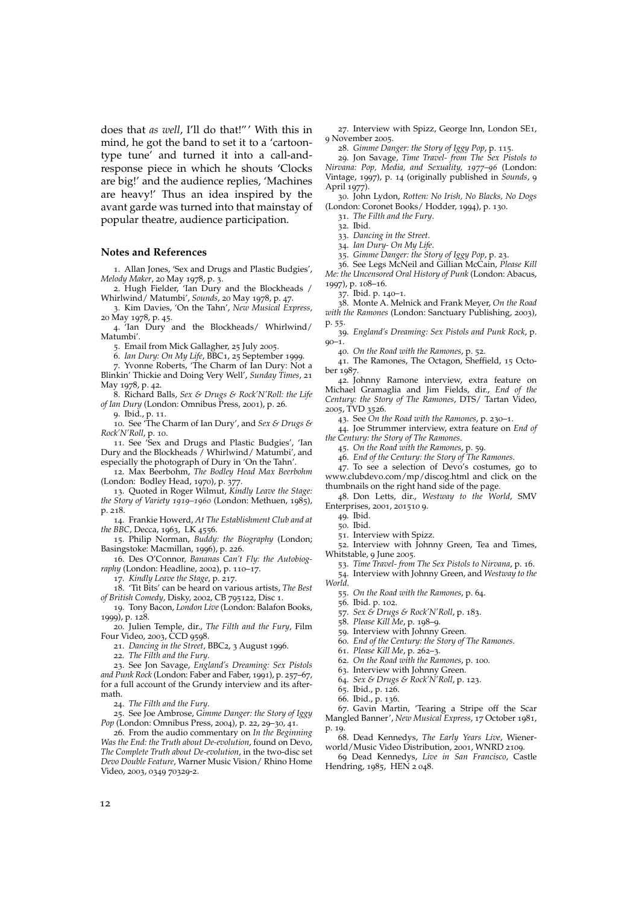does that *as well*, I'll do that!"' With this in mind, he got the band to set it to a 'cartoon-type tune' and turned it into a call-and-response piece in which he shouts 'Clocks are big!' and the audience replies, 'Machines are heavy!' Thus an idea inspired by the avant garde was turned into that mainstay of popular theatre, audience participation.

### Notes and References

1. Allan Jones, 'Sex and Drugs and Plastic Budgies', *Melody Maker*, 20 May 1978, p. 3.
2. Hugh Fielder, 'Ian Dury and the Blockheads / Whirlwind/ Matumbi', *Sounds*, 20 May 1978, p. 47.
3. Kim Davies, 'On the Tahn', *New Musical Express*, 20 May 1978, p. 45.
4. 'Ian Dury and the Blockheads/ Whirlwind/ Matumbi'.
5. Email from Mick Gallagher, 25 July 2005.
6. *Ian Dury: On My Life*, BBC1, 25 September 1999.
7. Yvonne Roberts, 'The Charm of Ian Dury: Not a Blinkin' Thickie and Doing Very Well', *Sunday Times*, 21 May 1978, p. 42.
8. Richard Balls, *Sex & Drugs & Rock'N'Roll: the Life of Ian Dury* (London: Omnibus Press, 2001), p. 26.
9. Ibid., p. 11.
10. See 'The Charm of Ian Dury', and *Sex & Drugs & Rock'N'Roll*, p. 10.
11. See 'Sex and Drugs and Plastic Budgies', 'Ian Dury and the Blockheads / Whirlwind/ Matumbi', and especially the photograph of Dury in 'On the Tahn'.
12. Max Beerbohm, *The Bodley Head Max Beerbohm* (London: Bodley Head, 1970), p. 377.
13. Quoted in Roger Wilmut, *Kindly Leave the Stage: the Story of Variety 1919–1960* (London: Methuen, 1985), p. 218.
14. Frankie Howerd, *At The Establishment Club and at the BBC*, Decca, 1963, LK 4556.
15. Philip Norman, *Buddy: the Biography* (London; Basingstoke: Macmillan, 1996), p. 226.
16. Des O'Connor, *Bananas Can't Fly: the Autobiography* (London: Headline, 2002), p. 110–17.
17. *Kindly Leave the Stage*, p. 217.
18. 'Tit Bits' can be heard on various artists, *The Best of British Comedy*, Disky, 2002, CB 795122, Disc 1.
19. Tony Bacon, *London Live* (London: Balafon Books, 1999), p. 128.
20. Julien Temple, dir., *The Filth and the Fury*, Film Four Video, 2003, CCD 9598.
21. *Dancing in the Street*, BBC2, 3 August 1996.
22. *The Filth and the Fury*.
23. See Jon Savage, *England's Dreaming: Sex Pistols and Punk Rock* (London: Faber and Faber, 1991), p. 257–67, for a full account of the Grundy interview and its aftermath.
24. *The Filth and the Fury*.
25. See Joe Ambrose, *Gimme Danger: the Story of Iggy Pop* (London: Omnibus Press, 2004), p. 22, 29–30, 41.
26. From the audio commentary on *In the Beginning Was the End: the Truth about De-evolution*, found on Devo, *The Complete Truth about De-evolution*, in the two-disc set *Devo Double Feature*, Warner Music Vision/ Rhino Home Video, 2003, 0349 70329-2.
27. Interview with Spizz, George Inn, London SE1, 9 November 2005.
28. *Gimme Danger: the Story of Iggy Pop*, p. 115.
29. Jon Savage, *Time Travel- from The Sex Pistols to Nirvana: Pop, Media, and Sexuality, 1977–96* (London: Vintage, 1997), p. 14 (originally published in *Sounds*, 9 April 1977).
30. John Lydon, *Rotten: No Irish, No Blacks, No Dogs* (London: Coronet Books/ Hodder, 1994), p. 130.
31. *The Filth and the Fury*.
32. Ibid.
33. *Dancing in the Street*.
34. *Ian Dury- On My Life*.
35. *Gimme Danger: the Story of Iggy Pop*, p. 23.
36. See Legs McNeil and Gillian McCain, *Please Kill Me: the Uncensored Oral History of Punk* (London: Abacus, 1997), p. 108–16.
37. Ibid. p. 140–1.
38. Monte A. Melnick and Frank Meyer, *On the Road with the Ramones* (London: Sanctuary Publishing, 2003), p. 55.
39. *England's Dreaming: Sex Pistols and Punk Rock*, p. 90–1.
40. *On the Road with the Ramones*, p. 52.
41. The Ramones, The Octagon, Sheffield, 15 October 1987.
42. Johnny Ramone interview, extra feature on Michael Gramaglia and Jim Fields, dir., *End of the Century: the Story of The Ramones*, DTS/ Tartan Video, 2005, TVD 3526.
43. See *On the Road with the Ramones*, p. 230–1.
44. Joe Strummer interview, extra feature on *End of the Century: the Story of The Ramones*.
45. *On the Road with the Ramones*, p. 59.
46. *End of the Century: the Story of The Ramones.*
47. To see a selection of Devo's costumes, go to www.clubdevo.com/mp/discog.html and click on the thumbnails on the right hand side of the page.
48. Don Letts, dir., *Westway to the World*, SMV Enterprises, 2001, 201510 9.
49. Ibid.
50. Ibid.
51. Interview with Spizz.
52. Interview with Johnny Green, Tea and Times, Whitstable, 9 June 2005.
53. *Time Travel- from The Sex Pistols to Nirvana*, p. 16.
54. Interview with Johnny Green, and *Westway to the World*.
55. *On the Road with the Ramones*, p. 64.
56. Ibid. p. 102.
57. *Sex & Drugs & Rock'N'Roll*, p. 183.
58. *Please Kill Me*, p. 198–9.
59. Interview with Johnny Green.
60. *End of the Century: the Story of The Ramones.*
61. *Please Kill Me*, p. 262–3.
62. *On the Road with the Ramones*, p. 100.
63. Interview with Johnny Green.
64. *Sex & Drugs & Rock'N'Roll*, p. 123.
65. Ibid., p. 126.
66. Ibid., p. 136.
67. Gavin Martin, 'Tearing a Stripe off the Scar Mangled Banner', *New Musical Express*, 17 October 1981, p. 19.
68. Dead Kennedys, *The Early Years Live*, Wienerworld/Music Video Distribution, 2001, WNRD 2109.
69 Dead Kennedys, *Live in San Francisco*, Castle Hendring, 1985, HEN 2 048.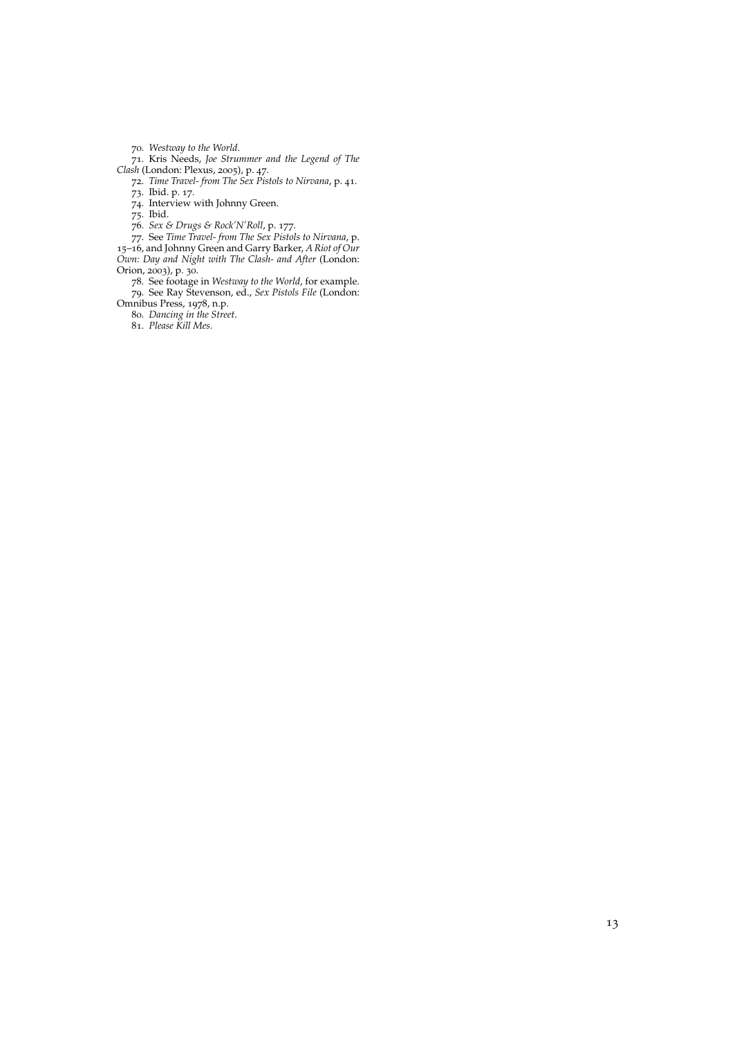70. *Westway to the World*.

71. Kris Needs, *Joe Strummer and the Legend of The Clash* (London: Plexus, 2005), p. 47.

72. *Time Travel- from The Sex Pistols to Nirvana*, p. 41.

73. Ibid. p. 17.

74. Interview with Johnny Green.

75. Ibid.

76. *Sex & Drugs & Rock'N'Roll*, p. 177.

77. See *Time Travel- from The Sex Pistols to Nirvana*, p. 15–16, and Johnny Green and Garry Barker, *A Riot of Our Own: Day and Night with The Clash- and After* (London: Orion, 2003), p. 30.

78. See footage in *Westway to the World*, for example.

79. See Ray Stevenson, ed., *Sex Pistols File* (London: Omnibus Press, 1978, n.p.

80. *Dancing in the Street*.

81. *Please Kill Mes*.